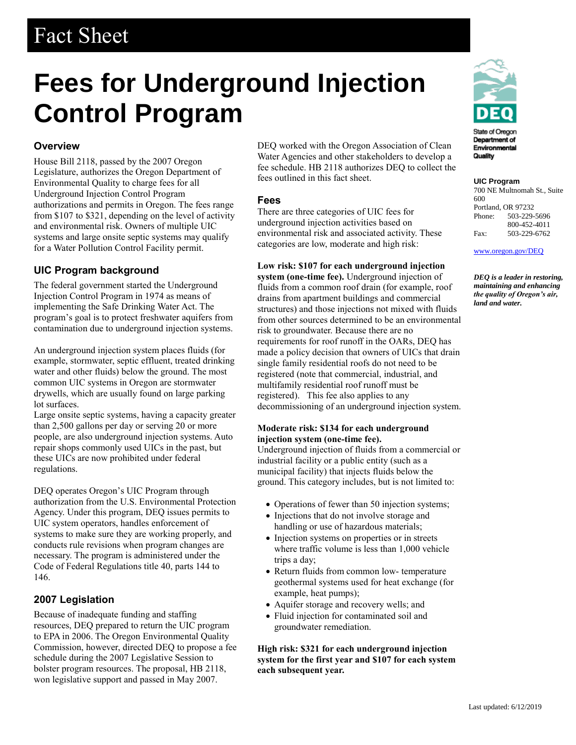# Fact Sheet

# Fees for Underground Injection Control Program

## Overview

House Bill 2118, passed by the 2007 Oregon Legislature, authorizes the Oregon Department of Environmental Quality to charge fees for all Underground Injection Control Program authorizations and permits in Oregon. The fees range from $107 to $321, depending on the level of activity and environmental risk. Owners of multiple UIC systems and large onsite septic systems may qualify for a Water Pollution Control Facility permit.

## UIC Program background

The federal government started the Underground Injection Control Program in 1974 as means of implementing the Safe Drinking Water Act. The program's goal is to protect freshwater aquifers from contamination due to underground injection systems.

An underground injection system places fluids (for example, stormwater, septic effluent, treated drinking water and other fluids) below the ground. The most common UIC systems in Oregon are stormwater drywells, which are usually found on large parking lot surfaces.

Large onsite septic systems, having a capacity greater than 2,500 gallons per day or serving 20 or more people, are also underground injection systems. Auto repair shops commonly used UICs in the past, but these UICs are now prohibited under federal regulations.

DEQ operates Oregon's UIC Program through authorization from the U.S. Environmental Protection Agency. Under this program, DEQ issues permits to UIC system operators, handles enforcement of systems to make sure they are working properly, and conducts rule revisions when program changes are necessary. The program is administered under the Code of Federal Regulations title 40, parts 144 to 146.

## 2007 Legislation

Because of inadequate funding and staffing resources, DEQ prepared to return the UIC program to EPA in 2006. The Oregon Environmental Quality Commission, however, directed DEQ to propose a fee schedule during the 2007 Legislative Session to bolster program resources. The proposal, HB 2118, won legislative support and passed in May 2007.

DEQ worked with the Oregon Association of Clean Water Agencies and other stakeholders to develop a fee schedule. HB 2118 authorizes DEQ to collect the fees outlined in this fact sheet.

## Fees

There are three categories of UIC fees for underground injection activities based on environmental risk and associated activity. These categories are low, moderate and high risk:

**Low risk: $107 for each underground injection system (one-time fee).** Underground injection of fluids from a common roof drain (for example, roof drains from apartment buildings and commercial structures) and those injections not mixed with fluids from other sources determined to be an environmental risk to groundwater. Because there are no requirements for roof runoff in the OARs, DEQ has made a policy decision that owners of UICs that drain single family residential roofs do not need to be registered (note that commercial, industrial, and multifamily residential roof runoff must be registered). This fee also applies to any decommissioning of an underground injection system.

**Moderate risk: $134 for each underground injection system (one-time fee).**
Underground injection of fluids from a commercial or industrial facility or a public entity (such as a municipal facility) that injects fluids below the ground. This category includes, but is not limited to:

- Operations of fewer than 50 injection systems;
- Injections that do not involve storage and handling or use of hazardous materials;
- Injection systems on properties or in streets where traffic volume is less than 1,000 vehicle trips a day;
- Return fluids from common low- temperature geothermal systems used for heat exchange (for example, heat pumps);
- Aquifer storage and recovery wells; and
- Fluid injection for contaminated soil and groundwater remediation.

**High risk: $321 for each underground injection system for the first year and $107 for each system each subsequent year.**

State of Oregon Department of Environmental Quality

**UIC Program**
700 NE Multnomah St., Suite 600
Portland, OR 97232
Phone: 503-229-5696
800-452-4011
Fax: 503-229-6762

www.oregon.gov/DEQ

***DEQ is a leader in restoring, maintaining and enhancing the quality of Oregon's air, land and water.***

Last updated: 6/12/2019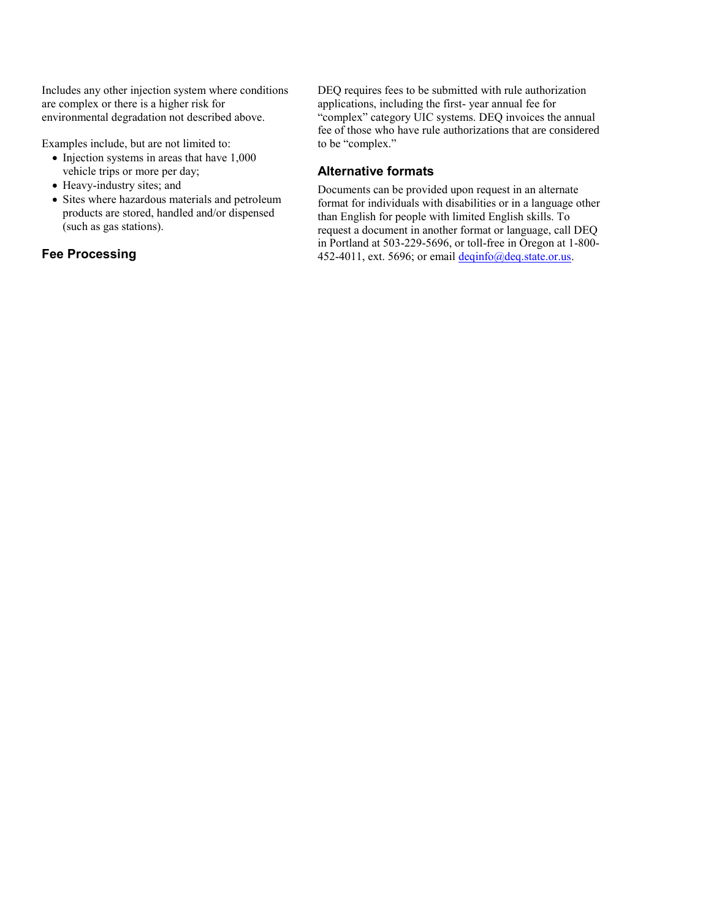Includes any other injection system where conditions are complex or there is a higher risk for environmental degradation not described above.

Examples include, but are not limited to:

- Injection systems in areas that have 1,000 vehicle trips or more per day;
- Heavy-industry sites; and
- Sites where hazardous materials and petroleum products are stored, handled and/or dispensed (such as gas stations).

### Fee Processing

DEQ requires fees to be submitted with rule authorization applications, including the first- year annual fee for “complex” category UIC systems. DEQ invoices the annual fee of those who have rule authorizations that are considered to be “complex.”

### Alternative formats

Documents can be provided upon request in an alternate format for individuals with disabilities or in a language other than English for people with limited English skills. To request a document in another format or language, call DEQ in Portland at 503-229-5696, or toll-free in Oregon at 1-800-452-4011, ext. 5696; or email deqinfo@deq.state.or.us.